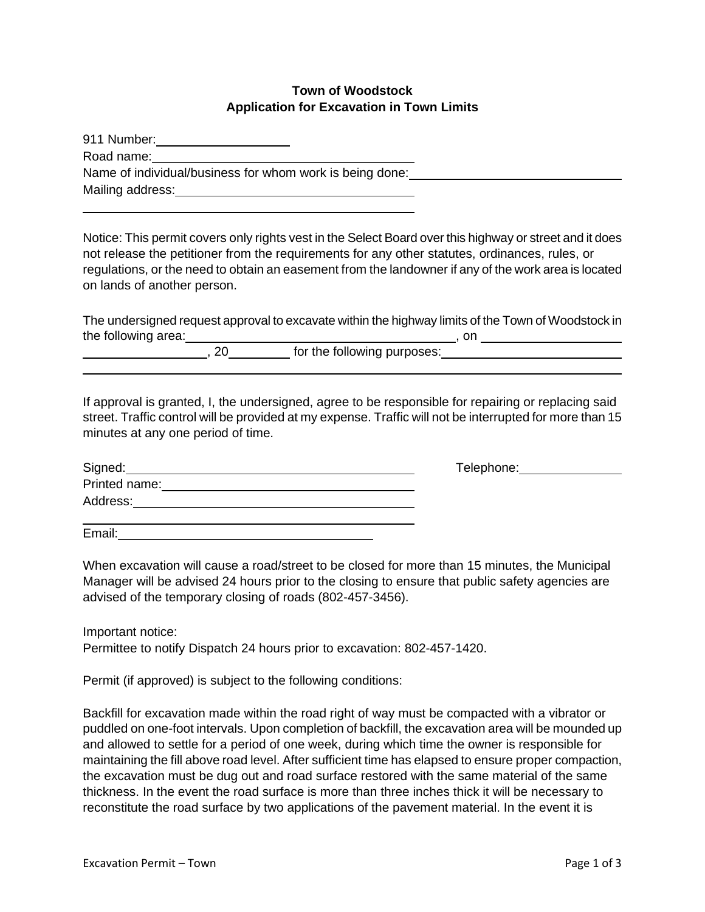**Town of Woodstock**
**Application for Excavation in Town Limits**

911 Number: ____________________
Road name: ____________________________________________
Name of individual/business for whom work is being done: ________________________________
Mailing address: ____________________________________________
____________________________________________

Notice: This permit covers only rights vest in the Select Board over this highway or street and it does not release the petitioner from the requirements for any other statutes, ordinances, rules, or regulations, or the need to obtain an easement from the landowner if any of the work area is located on lands of another person.

The undersigned request approval to excavate within the highway limits of the Town of Woodstock in the following area: ________________________________________, on ____________________ ____________________, 20__________ for the following purposes: ____________________________
________________________________________________________________________________________

If approval is granted, I, the undersigned, agree to be responsible for repairing or replacing said street. Traffic control will be provided at my expense. Traffic will not be interrupted for more than 15 minutes at any one period of time.

Signed: ____________________________________________ Telephone: ________________
Printed name: ____________________________________________
Address: ____________________________________________
____________________________________________
Email: ______________________________________

When excavation will cause a road/street to be closed for more than 15 minutes, the Municipal Manager will be advised 24 hours prior to the closing to ensure that public safety agencies are advised of the temporary closing of roads (802-457-3456).

Important notice:
Permittee to notify Dispatch 24 hours prior to excavation: 802-457-1420.

Permit (if approved) is subject to the following conditions:

Backfill for excavation made within the road right of way must be compacted with a vibrator or puddled on one-foot intervals. Upon completion of backfill, the excavation area will be mounded up and allowed to settle for a period of one week, during which time the owner is responsible for maintaining the fill above road level. After sufficient time has elapsed to ensure proper compaction, the excavation must be dug out and road surface restored with the same material of the same thickness. In the event the road surface is more than three inches thick it will be necessary to reconstitute the road surface by two applications of the pavement material. In the event it is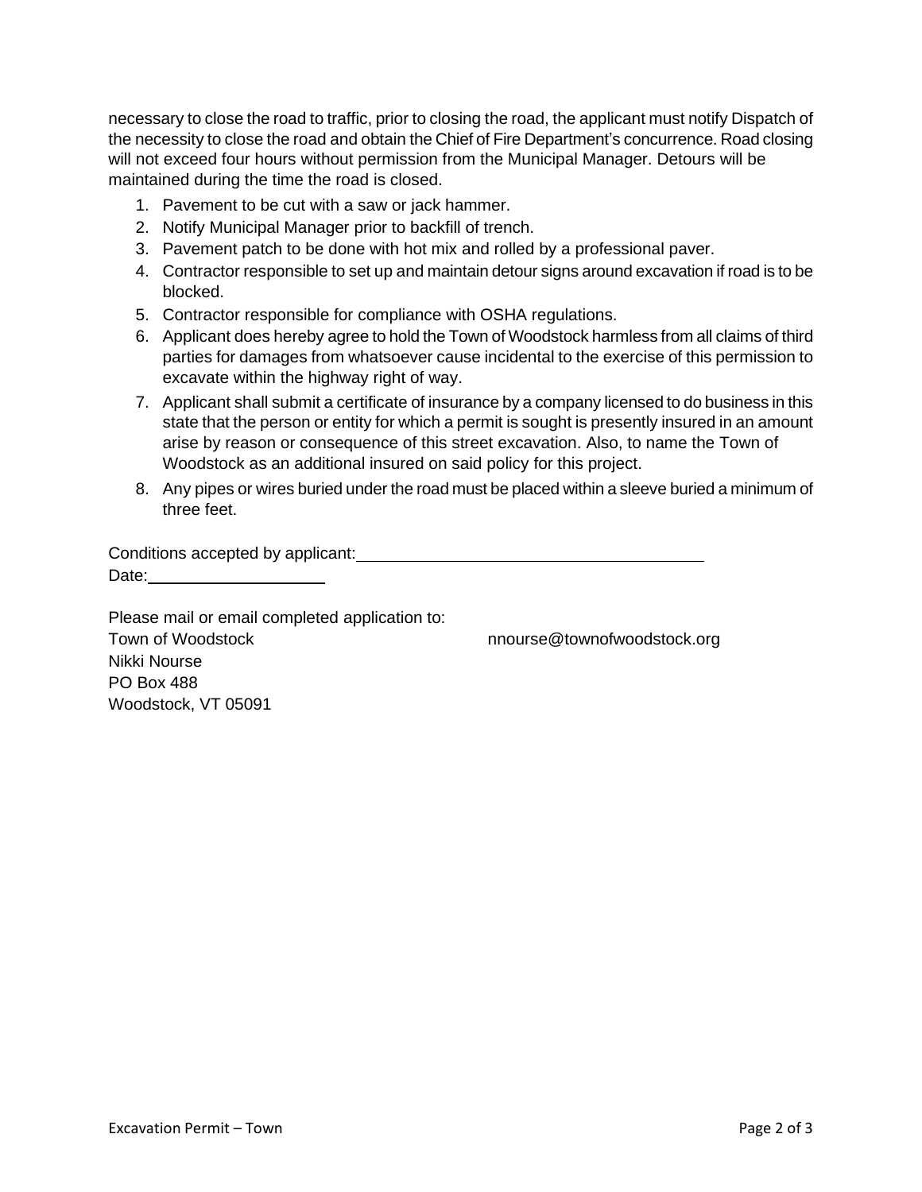necessary to close the road to traffic, prior to closing the road, the applicant must notify Dispatch of the necessity to close the road and obtain the Chief of Fire Department's concurrence. Road closing will not exceed four hours without permission from the Municipal Manager. Detours will be maintained during the time the road is closed.

1. Pavement to be cut with a saw or jack hammer.
2. Notify Municipal Manager prior to backfill of trench.
3. Pavement patch to be done with hot mix and rolled by a professional paver.
4. Contractor responsible to set up and maintain detour signs around excavation if road is to be blocked.
5. Contractor responsible for compliance with OSHA regulations.
6. Applicant does hereby agree to hold the Town of Woodstock harmless from all claims of third parties for damages from whatsoever cause incidental to the exercise of this permission to excavate within the highway right of way.
7. Applicant shall submit a certificate of insurance by a company licensed to do business in this state that the person or entity for which a permit is sought is presently insured in an amount arise by reason or consequence of this street excavation. Also, to name the Town of Woodstock as an additional insured on said policy for this project.
8. Any pipes or wires buried under the road must be placed within a sleeve buried a minimum of three feet.

Conditions accepted by applicant: ______________________________

Date: ________________

Please mail or email completed application to:

Town of Woodstock  
Nikki Nourse  
PO Box 488  
Woodstock, VT 05091

nnourse@townofwoodstock.org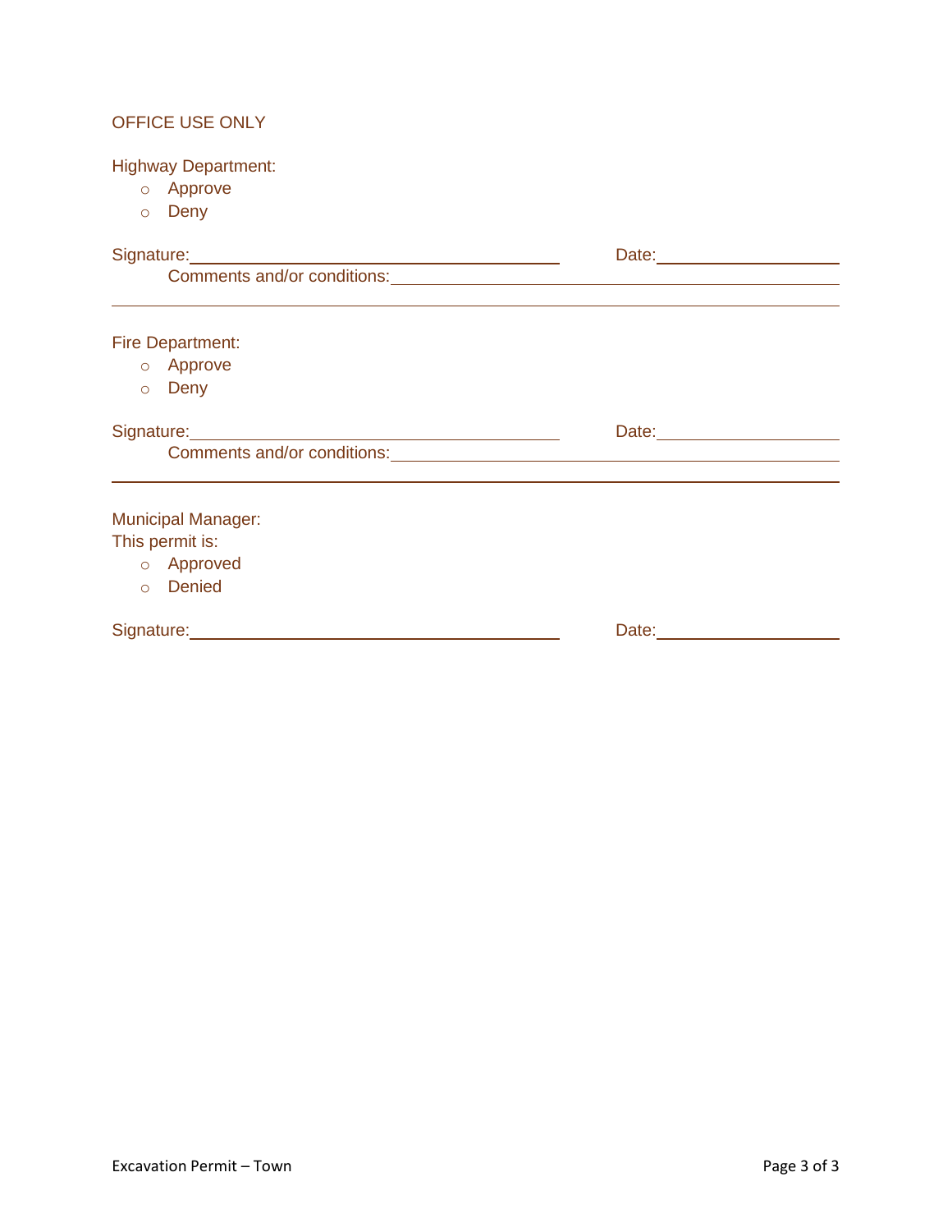OFFICE USE ONLY

Highway Department:

- Approve
- Deny

Signature:\_\_\_\_\_\_\_\_\_\_\_\_\_\_\_\_\_\_\_\_\_\_\_\_\_\_\_\_\_\_\_\_\_\_\_\_\_\_ Date:\_\_\_\_\_\_\_\_\_\_\_\_\_\_\_\_\_\_\_\_

Comments and/or conditions:\_\_\_\_\_\_\_\_\_\_\_\_\_\_\_\_\_\_\_\_\_\_\_\_\_\_\_\_\_\_\_\_\_\_\_\_\_\_\_\_\_\_\_\_

\_\_\_\_\_\_\_\_\_\_\_\_\_\_\_\_\_\_\_\_\_\_\_\_\_\_\_\_\_\_\_\_\_\_\_\_\_\_\_\_\_\_\_\_\_\_\_\_\_\_\_\_\_\_\_\_\_\_\_\_\_\_\_\_\_\_\_\_\_\_\_\_\_\_\_\_

Fire Department:

- Approve
- Deny

Signature:\_\_\_\_\_\_\_\_\_\_\_\_\_\_\_\_\_\_\_\_\_\_\_\_\_\_\_\_\_\_\_\_\_\_\_\_\_\_ Date:\_\_\_\_\_\_\_\_\_\_\_\_\_\_\_\_\_\_\_\_

Comments and/or conditions:\_\_\_\_\_\_\_\_\_\_\_\_\_\_\_\_\_\_\_\_\_\_\_\_\_\_\_\_\_\_\_\_\_\_\_\_\_\_\_\_\_\_\_\_

\_\_\_\_\_\_\_\_\_\_\_\_\_\_\_\_\_\_\_\_\_\_\_\_\_\_\_\_\_\_\_\_\_\_\_\_\_\_\_\_\_\_\_\_\_\_\_\_\_\_\_\_\_\_\_\_\_\_\_\_\_\_\_\_\_\_\_\_\_\_\_\_\_\_\_\_

Municipal Manager:

This permit is:

- Approved
- Denied

Signature:\_\_\_\_\_\_\_\_\_\_\_\_\_\_\_\_\_\_\_\_\_\_\_\_\_\_\_\_\_\_\_\_\_\_\_\_\_\_ Date:\_\_\_\_\_\_\_\_\_\_\_\_\_\_\_\_\_\_\_\_